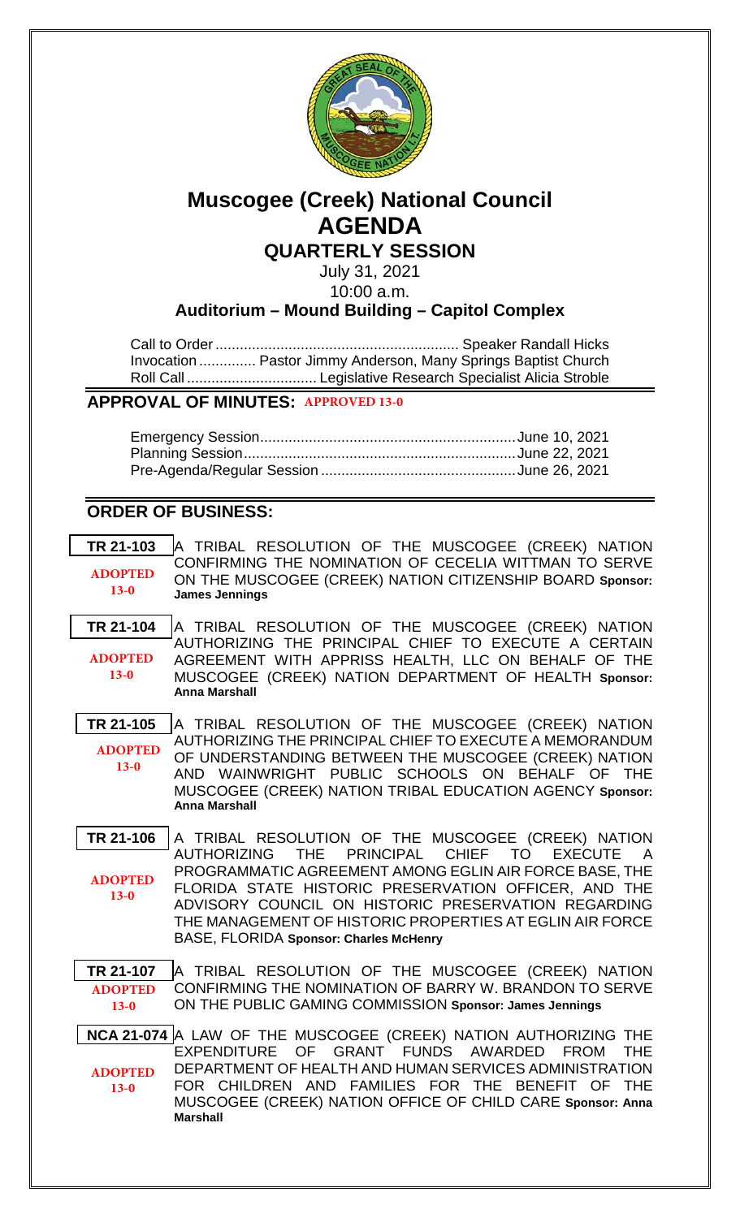# Muscogee (Creek) National Council

# AGENDA

## QUARTERLY SESSION

July 31, 2021

10:00 a.m.

### Auditorium – Mound Building – Capitol Complex

Call to Order ............................................................ Speaker Randall Hicks
Invocation .............. Pastor Jimmy Anderson, Many Springs Baptist Church
Roll Call ................................ Legislative Research Specialist Alicia Stroble

## APPROVAL OF MINUTES: APPROVED 13-0

Emergency Session................................................................June 10, 2021
Planning Session...................................................................June 22, 2021
Pre-Agenda/Regular Session .................................................June 26, 2021

## ORDER OF BUSINESS:

**TR 21-103** — **ADOPTED 13-0**
A TRIBAL RESOLUTION OF THE MUSCOGEE (CREEK) NATION CONFIRMING THE NOMINATION OF CECELIA WITTMAN TO SERVE ON THE MUSCOGEE (CREEK) NATION CITIZENSHIP BOARD **Sponsor: James Jennings**

**TR 21-104** — **ADOPTED 13-0**
A TRIBAL RESOLUTION OF THE MUSCOGEE (CREEK) NATION AUTHORIZING THE PRINCIPAL CHIEF TO EXECUTE A CERTAIN AGREEMENT WITH APPRISS HEALTH, LLC ON BEHALF OF THE MUSCOGEE (CREEK) NATION DEPARTMENT OF HEALTH **Sponsor: Anna Marshall**

**TR 21-105** — **ADOPTED 13-0**
A TRIBAL RESOLUTION OF THE MUSCOGEE (CREEK) NATION AUTHORIZING THE PRINCIPAL CHIEF TO EXECUTE A MEMORANDUM OF UNDERSTANDING BETWEEN THE MUSCOGEE (CREEK) NATION AND WAINWRIGHT PUBLIC SCHOOLS ON BEHALF OF THE MUSCOGEE (CREEK) NATION TRIBAL EDUCATION AGENCY **Sponsor: Anna Marshall**

**TR 21-106** — **ADOPTED 13-0**
A TRIBAL RESOLUTION OF THE MUSCOGEE (CREEK) NATION AUTHORIZING THE PRINCIPAL CHIEF TO EXECUTE A PROGRAMMATIC AGREEMENT AMONG EGLIN AIR FORCE BASE, THE FLORIDA STATE HISTORIC PRESERVATION OFFICER, AND THE ADVISORY COUNCIL ON HISTORIC PRESERVATION REGARDING THE MANAGEMENT OF HISTORIC PROPERTIES AT EGLIN AIR FORCE BASE, FLORIDA **Sponsor: Charles McHenry**

**TR 21-107** — **ADOPTED 13-0**
A TRIBAL RESOLUTION OF THE MUSCOGEE (CREEK) NATION CONFIRMING THE NOMINATION OF BARRY W. BRANDON TO SERVE ON THE PUBLIC GAMING COMMISSION **Sponsor: James Jennings**

**NCA 21-074** — **ADOPTED 13-0**
A LAW OF THE MUSCOGEE (CREEK) NATION AUTHORIZING THE EXPENDITURE OF GRANT FUNDS AWARDED FROM THE DEPARTMENT OF HEALTH AND HUMAN SERVICES ADMINISTRATION FOR CHILDREN AND FAMILIES FOR THE BENEFIT OF THE MUSCOGEE (CREEK) NATION OFFICE OF CHILD CARE **Sponsor: Anna Marshall**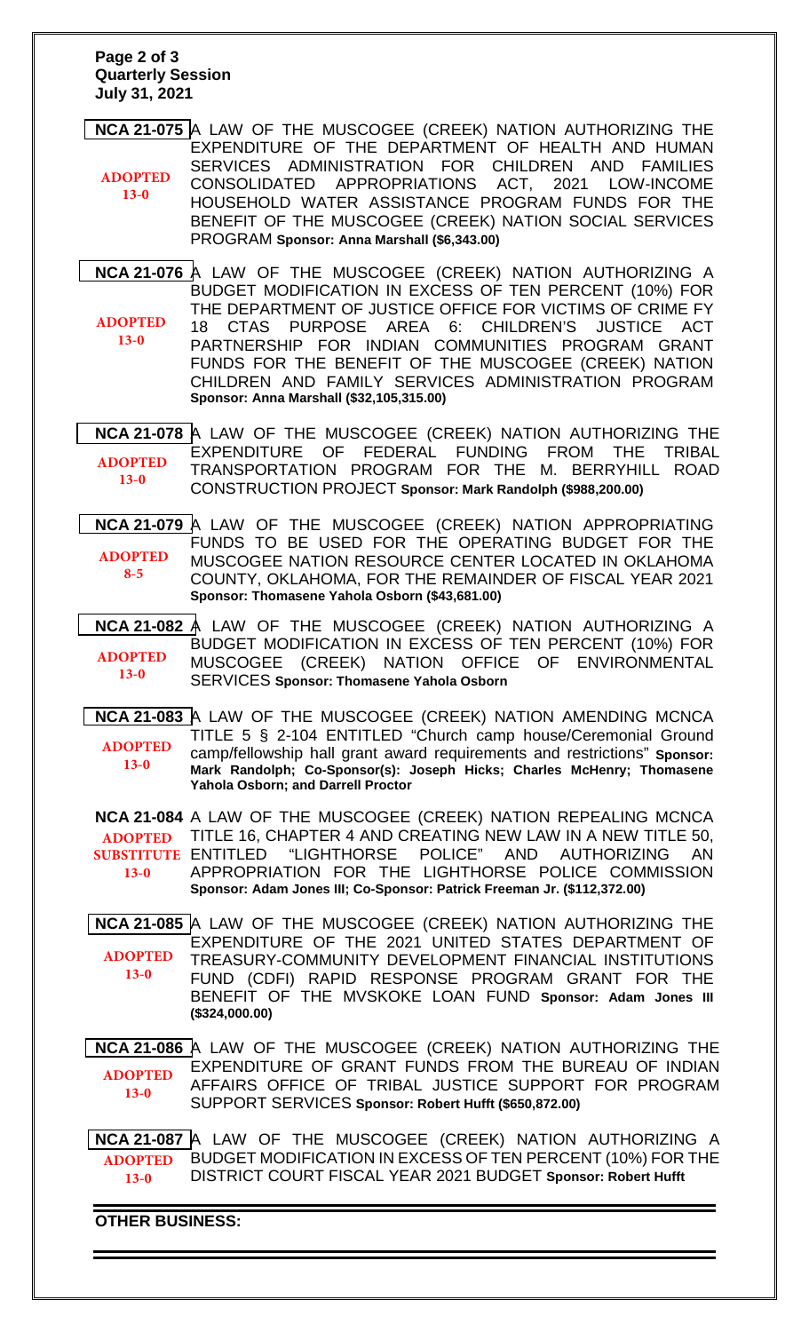**NCA 21-075** A LAW OF THE MUSCOGEE (CREEK) NATION AUTHORIZING THE EXPENDITURE OF THE DEPARTMENT OF HEALTH AND HUMAN SERVICES ADMINISTRATION FOR CHILDREN AND FAMILIES CONSOLIDATED APPROPRIATIONS ACT, 2021 LOW-INCOME HOUSEHOLD WATER ASSISTANCE PROGRAM FUNDS FOR THE BENEFIT OF THE MUSCOGEE (CREEK) NATION SOCIAL SERVICES PROGRAM **Sponsor: Anna Marshall ($6,343.00)**

**ADOPTED 13-0**

**NCA 21-076** A LAW OF THE MUSCOGEE (CREEK) NATION AUTHORIZING A BUDGET MODIFICATION IN EXCESS OF TEN PERCENT (10%) FOR THE DEPARTMENT OF JUSTICE OFFICE FOR VICTIMS OF CRIME FY 18 CTAS PURPOSE AREA 6: CHILDREN'S JUSTICE ACT PARTNERSHIP FOR INDIAN COMMUNITIES PROGRAM GRANT FUNDS FOR THE BENEFIT OF THE MUSCOGEE (CREEK) NATION CHILDREN AND FAMILY SERVICES ADMINISTRATION PROGRAM **Sponsor: Anna Marshall ($32,105,315.00)**

**ADOPTED 13-0**

**NCA 21-078** A LAW OF THE MUSCOGEE (CREEK) NATION AUTHORIZING THE EXPENDITURE OF FEDERAL FUNDING FROM THE TRIBAL TRANSPORTATION PROGRAM FOR THE M. BERRYHILL ROAD CONSTRUCTION PROJECT **Sponsor: Mark Randolph ($988,200.00)**

**ADOPTED 13-0**

**NCA 21-079** A LAW OF THE MUSCOGEE (CREEK) NATION APPROPRIATING FUNDS TO BE USED FOR THE OPERATING BUDGET FOR THE MUSCOGEE NATION RESOURCE CENTER LOCATED IN OKLAHOMA COUNTY, OKLAHOMA, FOR THE REMAINDER OF FISCAL YEAR 2021 **Sponsor: Thomasene Yahola Osborn ($43,681.00)**

**ADOPTED 8-5**

**NCA 21-082** A LAW OF THE MUSCOGEE (CREEK) NATION AUTHORIZING A BUDGET MODIFICATION IN EXCESS OF TEN PERCENT (10%) FOR MUSCOGEE (CREEK) NATION OFFICE OF ENVIRONMENTAL SERVICES **Sponsor: Thomasene Yahola Osborn**

**ADOPTED 13-0**

**NCA 21-083** A LAW OF THE MUSCOGEE (CREEK) NATION AMENDING MCNCA TITLE 5 § 2-104 ENTITLED "Church camp house/Ceremonial Ground camp/fellowship hall grant award requirements and restrictions" **Sponsor: Mark Randolph; Co-Sponsor(s): Joseph Hicks; Charles McHenry; Thomasene Yahola Osborn; and Darrell Proctor**

**ADOPTED 13-0**

**NCA 21-084** A LAW OF THE MUSCOGEE (CREEK) NATION REPEALING MCNCA TITLE 16, CHAPTER 4 AND CREATING NEW LAW IN A NEW TITLE 50, ENTITLED "LIGHTHORSE POLICE" AND AUTHORIZING AN APPROPRIATION FOR THE LIGHTHORSE POLICE COMMISSION **Sponsor: Adam Jones III; Co-Sponsor: Patrick Freeman Jr. ($112,372.00)**

**ADOPTED SUBSTITUTE 13-0**

**NCA 21-085** A LAW OF THE MUSCOGEE (CREEK) NATION AUTHORIZING THE EXPENDITURE OF THE 2021 UNITED STATES DEPARTMENT OF TREASURY-COMMUNITY DEVELOPMENT FINANCIAL INSTITUTIONS FUND (CDFI) RAPID RESPONSE PROGRAM GRANT FOR THE BENEFIT OF THE MVSKOKE LOAN FUND **Sponsor: Adam Jones III ($324,000.00)**

**ADOPTED 13-0**

**NCA 21-086** A LAW OF THE MUSCOGEE (CREEK) NATION AUTHORIZING THE EXPENDITURE OF GRANT FUNDS FROM THE BUREAU OF INDIAN AFFAIRS OFFICE OF TRIBAL JUSTICE SUPPORT FOR PROGRAM SUPPORT SERVICES **Sponsor: Robert Hufft ($650,872.00)**

**ADOPTED 13-0**

**NCA 21-087** A LAW OF THE MUSCOGEE (CREEK) NATION AUTHORIZING A BUDGET MODIFICATION IN EXCESS OF TEN PERCENT (10%) FOR THE DISTRICT COURT FISCAL YEAR 2021 BUDGET **Sponsor: Robert Hufft**

**ADOPTED 13-0**

---

**OTHER BUSINESS:**

---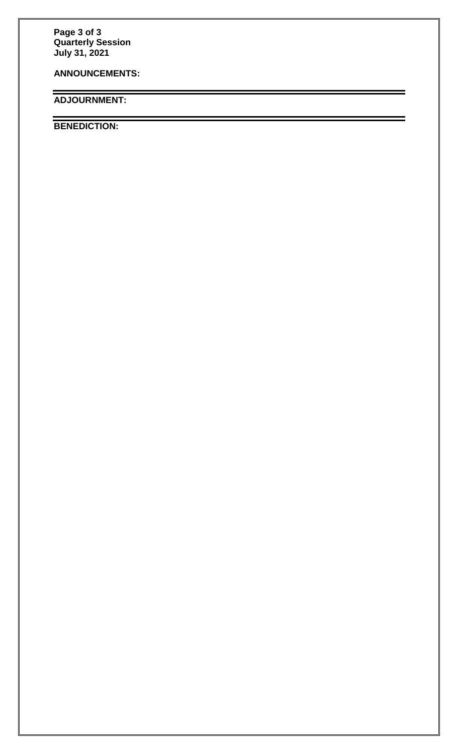**ANNOUNCEMENTS:**

---

**ADJOURNMENT:**

---

**BENEDICTION:**